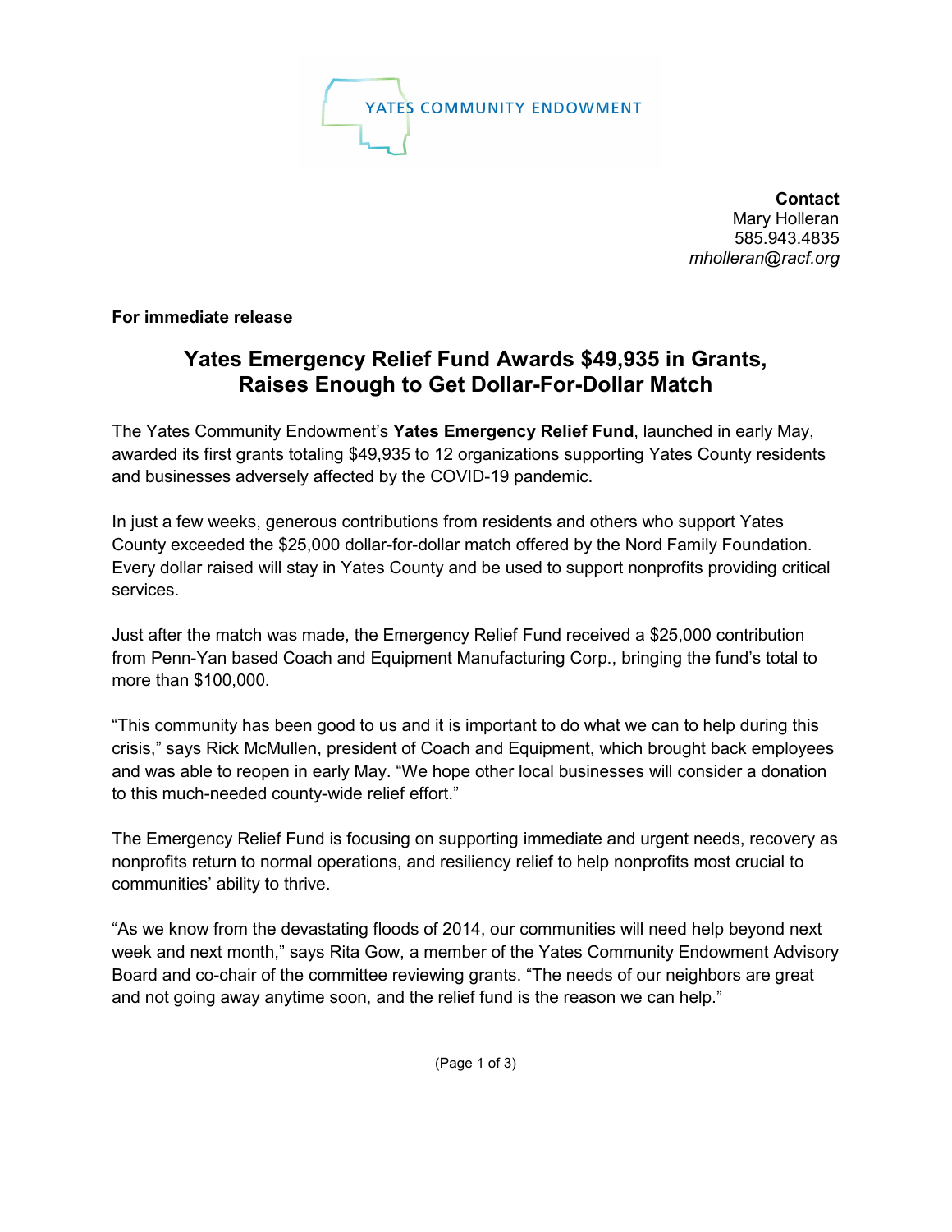YATES COMMUNITY ENDOWMENT

**Contact**
Mary Holleran
585.943.4835
*mholleran@racf.org*

**For immediate release**

## Yates Emergency Relief Fund Awards $49,935 in Grants, Raises Enough to Get Dollar-For-Dollar Match

The Yates Community Endowment's **Yates Emergency Relief Fund**, launched in early May, awarded its first grants totaling $49,935 to 12 organizations supporting Yates County residents and businesses adversely affected by the COVID-19 pandemic.

In just a few weeks, generous contributions from residents and others who support Yates County exceeded the $25,000 dollar-for-dollar match offered by the Nord Family Foundation. Every dollar raised will stay in Yates County and be used to support nonprofits providing critical services.

Just after the match was made, the Emergency Relief Fund received a $25,000 contribution from Penn-Yan based Coach and Equipment Manufacturing Corp., bringing the fund's total to more than $100,000.

"This community has been good to us and it is important to do what we can to help during this crisis," says Rick McMullen, president of Coach and Equipment, which brought back employees and was able to reopen in early May. "We hope other local businesses will consider a donation to this much-needed county-wide relief effort."

The Emergency Relief Fund is focusing on supporting immediate and urgent needs, recovery as nonprofits return to normal operations, and resiliency relief to help nonprofits most crucial to communities' ability to thrive.

"As we know from the devastating floods of 2014, our communities will need help beyond next week and next month," says Rita Gow, a member of the Yates Community Endowment Advisory Board and co-chair of the committee reviewing grants. "The needs of our neighbors are great and not going away anytime soon, and the relief fund is the reason we can help."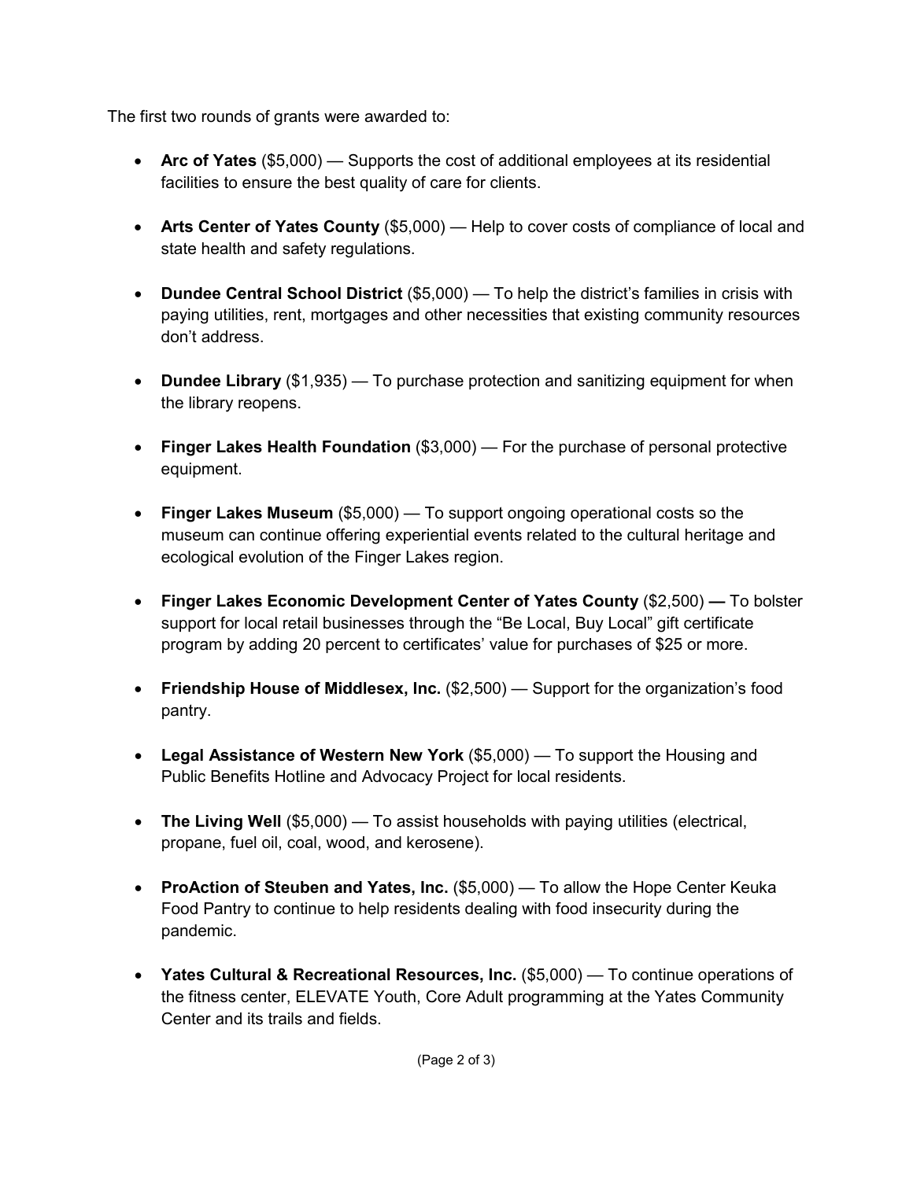The first two rounds of grants were awarded to:

- **Arc of Yates** ($5,000) — Supports the cost of additional employees at its residential facilities to ensure the best quality of care for clients.

- **Arts Center of Yates County** ($5,000) — Help to cover costs of compliance of local and state health and safety regulations.

- **Dundee Central School District** ($5,000) — To help the district's families in crisis with paying utilities, rent, mortgages and other necessities that existing community resources don't address.

- **Dundee Library** ($1,935) — To purchase protection and sanitizing equipment for when the library reopens.

- **Finger Lakes Health Foundation** ($3,000) — For the purchase of personal protective equipment.

- **Finger Lakes Museum** ($5,000) — To support ongoing operational costs so the museum can continue offering experiential events related to the cultural heritage and ecological evolution of the Finger Lakes region.

- **Finger Lakes Economic Development Center of Yates County** ($2,500) **—** To bolster support for local retail businesses through the "Be Local, Buy Local" gift certificate program by adding 20 percent to certificates' value for purchases of $25 or more.

- **Friendship House of Middlesex, Inc.** ($2,500) — Support for the organization's food pantry.

- **Legal Assistance of Western New York** ($5,000) — To support the Housing and Public Benefits Hotline and Advocacy Project for local residents.

- **The Living Well** ($5,000) — To assist households with paying utilities (electrical, propane, fuel oil, coal, wood, and kerosene).

- **ProAction of Steuben and Yates, Inc.** ($5,000) — To allow the Hope Center Keuka Food Pantry to continue to help residents dealing with food insecurity during the pandemic.

- **Yates Cultural & Recreational Resources, Inc.** ($5,000) — To continue operations of the fitness center, ELEVATE Youth, Core Adult programming at the Yates Community Center and its trails and fields.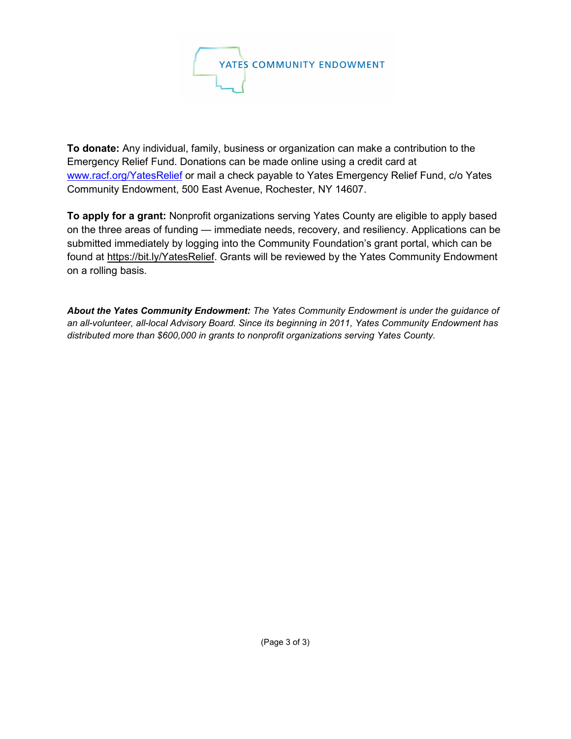YATES COMMUNITY ENDOWMENT

**To donate:** Any individual, family, business or organization can make a contribution to the Emergency Relief Fund. Donations can be made online using a credit card at www.racf.org/YatesRelief or mail a check payable to Yates Emergency Relief Fund, c/o Yates Community Endowment, 500 East Avenue, Rochester, NY 14607.

**To apply for a grant:** Nonprofit organizations serving Yates County are eligible to apply based on the three areas of funding — immediate needs, recovery, and resiliency. Applications can be submitted immediately by logging into the Community Foundation's grant portal, which can be found at https://bit.ly/YatesRelief. Grants will be reviewed by the Yates Community Endowment on a rolling basis.

***About the Yates Community Endowment:*** *The Yates Community Endowment is under the guidance of an all-volunteer, all-local Advisory Board. Since its beginning in 2011, Yates Community Endowment has distributed more than $600,000 in grants to nonprofit organizations serving Yates County.*